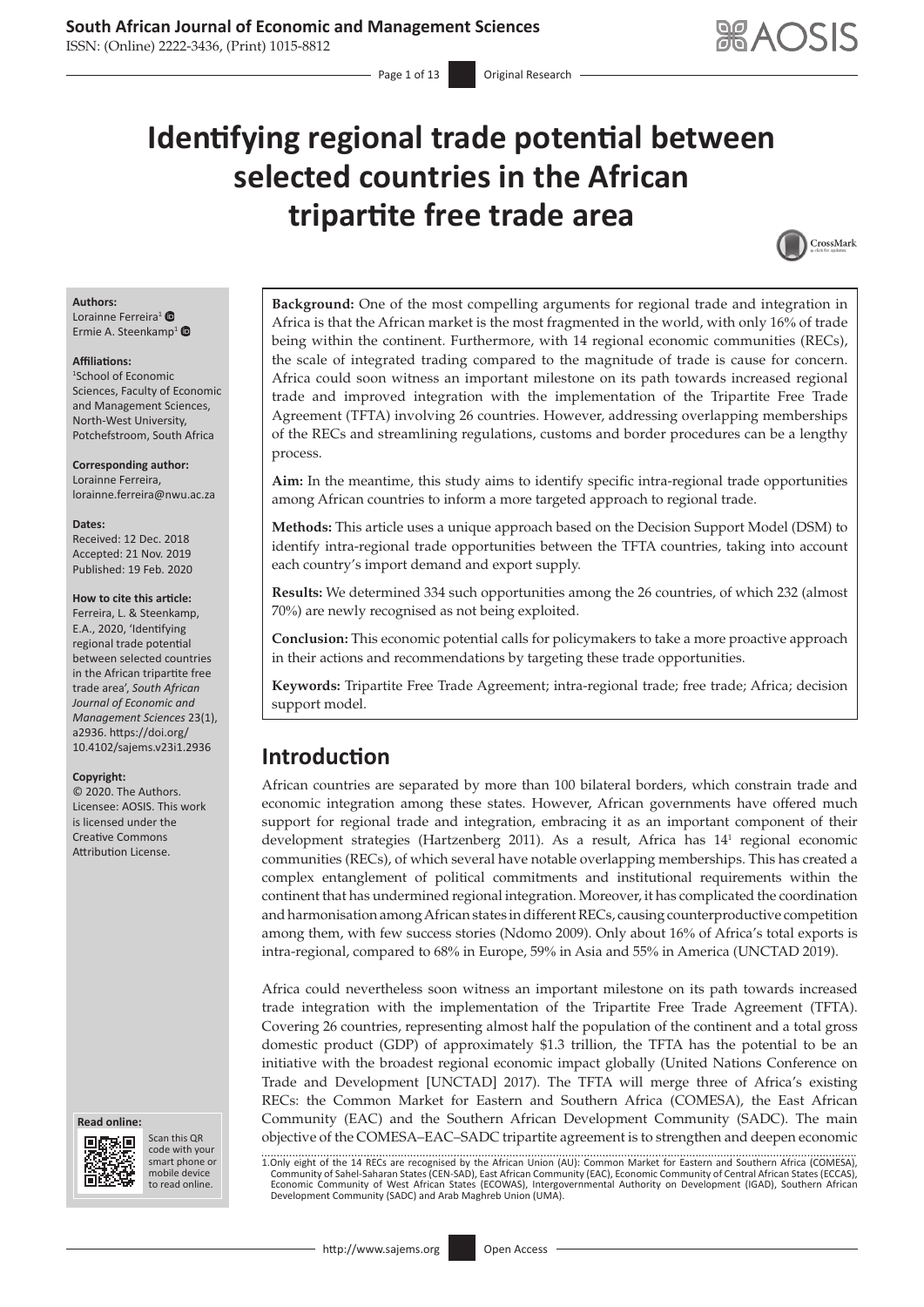# Identifying regional trade potential between selected countries in the African tripartite free trade area

**Authors:**
Lorainne Ferreira[1]
Ermie A. Steenkamp[1]

**Affiliations:**
[1]School of Economic Sciences, Faculty of Economic and Management Sciences, North-West University, Potchefstroom, South Africa

**Corresponding author:**
Lorainne Ferreira,
lorainne.ferreira@nwu.ac.za

**Dates:**
Received: 12 Dec. 2018
Accepted: 21 Nov. 2019
Published: 19 Feb. 2020

**How to cite this article:**
Ferreira, L. & Steenkamp, E.A., 2020, 'Identifying regional trade potential between selected countries in the African tripartite free trade area', *South African Journal of Economic and Management Sciences* 23(1), a2936. https://doi.org/10.4102/sajems.v23i1.2936

**Copyright:**
© 2020. The Authors. Licensee: AOSIS. This work is licensed under the Creative Commons Attribution License.

**Background:** One of the most compelling arguments for regional trade and integration in Africa is that the African market is the most fragmented in the world, with only 16% of trade being within the continent. Furthermore, with 14 regional economic communities (RECs), the scale of integrated trading compared to the magnitude of trade is cause for concern. Africa could soon witness an important milestone on its path towards increased regional trade and improved integration with the implementation of the Tripartite Free Trade Agreement (TFTA) involving 26 countries. However, addressing overlapping memberships of the RECs and streamlining regulations, customs and border procedures can be a lengthy process.

**Aim:** In the meantime, this study aims to identify specific intra-regional trade opportunities among African countries to inform a more targeted approach to regional trade.

**Methods:** This article uses a unique approach based on the Decision Support Model (DSM) to identify intra-regional trade opportunities between the TFTA countries, taking into account each country's import demand and export supply.

**Results:** We determined 334 such opportunities among the 26 countries, of which 232 (almost 70%) are newly recognised as not being exploited.

**Conclusion:** This economic potential calls for policymakers to take a more proactive approach in their actions and recommendations by targeting these trade opportunities.

**Keywords:** Tripartite Free Trade Agreement; intra-regional trade; free trade; Africa; decision support model.

## Introduction

African countries are separated by more than 100 bilateral borders, which constrain trade and economic integration among these states. However, African governments have offered much support for regional trade and integration, embracing it as an important component of their development strategies (Hartzenberg 2011). As a result, Africa has 14[1] regional economic communities (RECs), of which several have notable overlapping memberships. This has created a complex entanglement of political commitments and institutional requirements within the continent that has undermined regional integration. Moreover, it has complicated the coordination and harmonisation among African states in different RECs, causing counterproductive competition among them, with few success stories (Ndomo 2009). Only about 16% of Africa's total exports is intra-regional, compared to 68% in Europe, 59% in Asia and 55% in America (UNCTAD 2019).

Africa could nevertheless soon witness an important milestone on its path towards increased trade integration with the implementation of the Tripartite Free Trade Agreement (TFTA). Covering 26 countries, representing almost half the population of the continent and a total gross domestic product (GDP) of approximately $1.3 trillion, the TFTA has the potential to be an initiative with the broadest regional economic impact globally (United Nations Conference on Trade and Development [UNCTAD] 2017). The TFTA will merge three of Africa's existing RECs: the Common Market for Eastern and Southern Africa (COMESA), the East African Community (EAC) and the Southern African Development Community (SADC). The main objective of the COMESA–EAC–SADC tripartite agreement is to strengthen and deepen economic

1. Only eight of the 14 RECs are recognised by the African Union (AU): Common Market for Eastern and Southern Africa (COMESA), Community of Sahel-Saharan States (CEN-SAD), East African Community (EAC), Economic Community of Central African States (ECCAS), Economic Community of West African States (ECOWAS), Intergovernmental Authority on Development (IGAD), Southern African Development Community (SADC) and Arab Maghreb Union (UMA).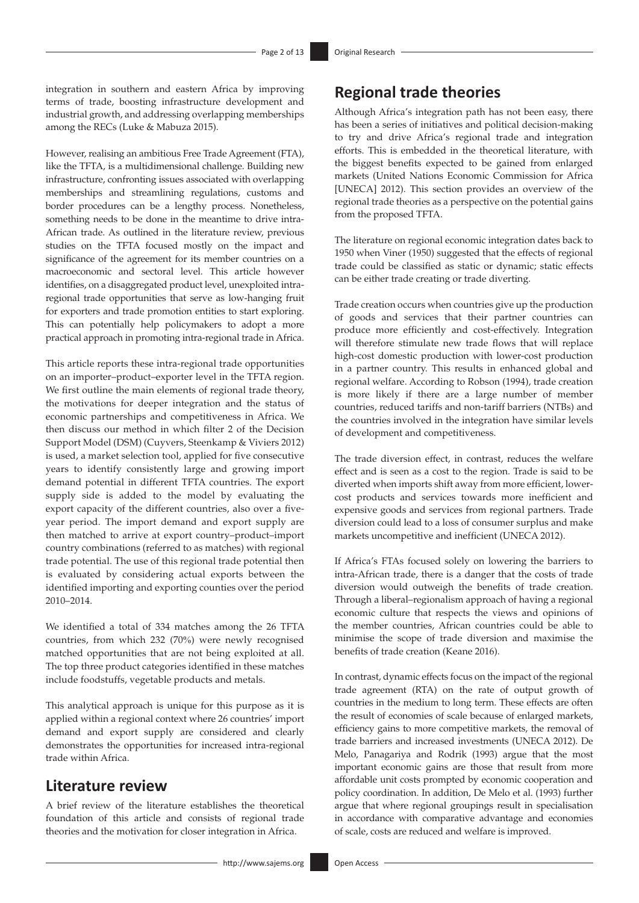integration in southern and eastern Africa by improving terms of trade, boosting infrastructure development and industrial growth, and addressing overlapping memberships among the RECs (Luke & Mabuza 2015).

However, realising an ambitious Free Trade Agreement (FTA), like the TFTA, is a multidimensional challenge. Building new infrastructure, confronting issues associated with overlapping memberships and streamlining regulations, customs and border procedures can be a lengthy process. Nonetheless, something needs to be done in the meantime to drive intra-African trade. As outlined in the literature review, previous studies on the TFTA focused mostly on the impact and significance of the agreement for its member countries on a macroeconomic and sectoral level. This article however identifies, on a disaggregated product level, unexploited intra-regional trade opportunities that serve as low-hanging fruit for exporters and trade promotion entities to start exploring. This can potentially help policymakers to adopt a more practical approach in promoting intra-regional trade in Africa.

This article reports these intra-regional trade opportunities on an importer–product–exporter level in the TFTA region. We first outline the main elements of regional trade theory, the motivations for deeper integration and the status of economic partnerships and competitiveness in Africa. We then discuss our method in which filter 2 of the Decision Support Model (DSM) (Cuyvers, Steenkamp & Viviers 2012) is used, a market selection tool, applied for five consecutive years to identify consistently large and growing import demand potential in different TFTA countries. The export supply side is added to the model by evaluating the export capacity of the different countries, also over a five-year period. The import demand and export supply are then matched to arrive at export country–product–import country combinations (referred to as matches) with regional trade potential. The use of this regional trade potential then is evaluated by considering actual exports between the identified importing and exporting counties over the period 2010–2014.

We identified a total of 334 matches among the 26 TFTA countries, from which 232 (70%) were newly recognised matched opportunities that are not being exploited at all. The top three product categories identified in these matches include foodstuffs, vegetable products and metals.

This analytical approach is unique for this purpose as it is applied within a regional context where 26 countries' import demand and export supply are considered and clearly demonstrates the opportunities for increased intra-regional trade within Africa.

## Literature review

A brief review of the literature establishes the theoretical foundation of this article and consists of regional trade theories and the motivation for closer integration in Africa.

## Regional trade theories

Although Africa's integration path has not been easy, there has been a series of initiatives and political decision-making to try and drive Africa's regional trade and integration efforts. This is embedded in the theoretical literature, with the biggest benefits expected to be gained from enlarged markets (United Nations Economic Commission for Africa [UNECA] 2012). This section provides an overview of the regional trade theories as a perspective on the potential gains from the proposed TFTA.

The literature on regional economic integration dates back to 1950 when Viner (1950) suggested that the effects of regional trade could be classified as static or dynamic; static effects can be either trade creating or trade diverting.

Trade creation occurs when countries give up the production of goods and services that their partner countries can produce more efficiently and cost-effectively. Integration will therefore stimulate new trade flows that will replace high-cost domestic production with lower-cost production in a partner country. This results in enhanced global and regional welfare. According to Robson (1994), trade creation is more likely if there are a large number of member countries, reduced tariffs and non-tariff barriers (NTBs) and the countries involved in the integration have similar levels of development and competitiveness.

The trade diversion effect, in contrast, reduces the welfare effect and is seen as a cost to the region. Trade is said to be diverted when imports shift away from more efficient, lower-cost products and services towards more inefficient and expensive goods and services from regional partners. Trade diversion could lead to a loss of consumer surplus and make markets uncompetitive and inefficient (UNECA 2012).

If Africa's FTAs focused solely on lowering the barriers to intra-African trade, there is a danger that the costs of trade diversion would outweigh the benefits of trade creation. Through a liberal–regionalism approach of having a regional economic culture that respects the views and opinions of the member countries, African countries could be able to minimise the scope of trade diversion and maximise the benefits of trade creation (Keane 2016).

In contrast, dynamic effects focus on the impact of the regional trade agreement (RTA) on the rate of output growth of countries in the medium to long term. These effects are often the result of economies of scale because of enlarged markets, efficiency gains to more competitive markets, the removal of trade barriers and increased investments (UNECA 2012). De Melo, Panagariya and Rodrik (1993) argue that the most important economic gains are those that result from more affordable unit costs prompted by economic cooperation and policy coordination. In addition, De Melo et al. (1993) further argue that where regional groupings result in specialisation in accordance with comparative advantage and economies of scale, costs are reduced and welfare is improved.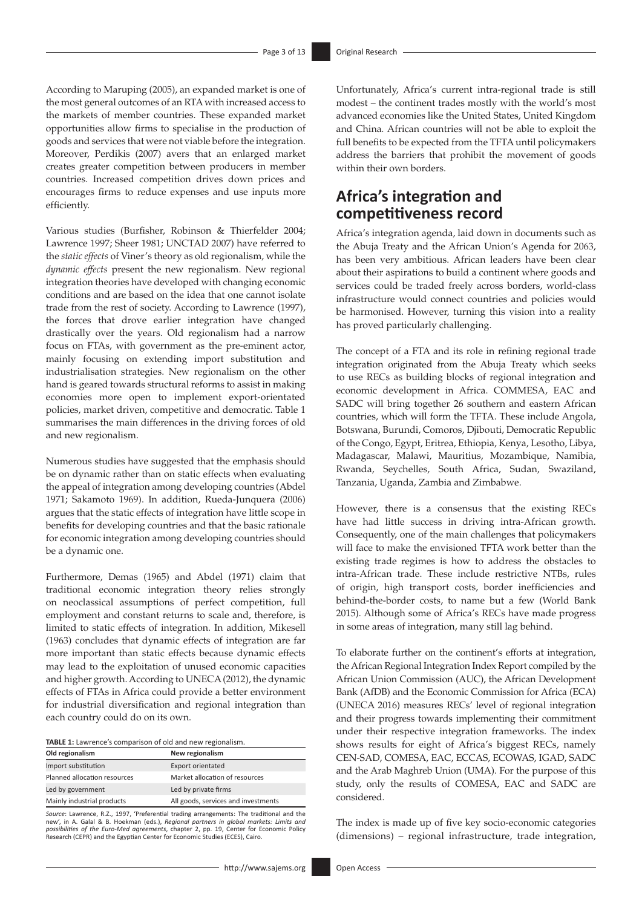According to Maruping (2005), an expanded market is one of the most general outcomes of an RTA with increased access to the markets of member countries. These expanded market opportunities allow firms to specialise in the production of goods and services that were not viable before the integration. Moreover, Perdikis (2007) avers that an enlarged market creates greater competition between producers in member countries. Increased competition drives down prices and encourages firms to reduce expenses and use inputs more efficiently.

Various studies (Burfisher, Robinson & Thierfelder 2004; Lawrence 1997; Sheer 1981; UNCTAD 2007) have referred to the *static effects* of Viner's theory as old regionalism, while the *dynamic effects* present the new regionalism. New regional integration theories have developed with changing economic conditions and are based on the idea that one cannot isolate trade from the rest of society. According to Lawrence (1997), the forces that drove earlier integration have changed drastically over the years. Old regionalism had a narrow focus on FTAs, with government as the pre-eminent actor, mainly focusing on extending import substitution and industrialisation strategies. New regionalism on the other hand is geared towards structural reforms to assist in making economies more open to implement export-orientated policies, market driven, competitive and democratic. Table 1 summarises the main differences in the driving forces of old and new regionalism.

Numerous studies have suggested that the emphasis should be on dynamic rather than on static effects when evaluating the appeal of integration among developing countries (Abdel 1971; Sakamoto 1969). In addition, Rueda-Junquera (2006) argues that the static effects of integration have little scope in benefits for developing countries and that the basic rationale for economic integration among developing countries should be a dynamic one.

Furthermore, Demas (1965) and Abdel (1971) claim that traditional economic integration theory relies strongly on neoclassical assumptions of perfect competition, full employment and constant returns to scale and, therefore, is limited to static effects of integration. In addition, Mikesell (1963) concludes that dynamic effects of integration are far more important than static effects because dynamic effects may lead to the exploitation of unused economic capacities and higher growth. According to UNECA (2012), the dynamic effects of FTAs in Africa could provide a better environment for industrial diversification and regional integration than each country could do on its own.

**TABLE 1:** Lawrence's comparison of old and new regionalism.

| Old regionalism | New regionalism |
|---|---|
| Import substitution | Export orientated |
| Planned allocation resources | Market allocation of resources |
| Led by government | Led by private firms |
| Mainly industrial products | All goods, services and investments |

*Source*: Lawrence, R.Z., 1997, 'Preferential trading arrangements: The traditional and the new', in A. Galal & B. Hoekman (eds.), *Regional partners in global markets: Limits and possibilities of the Euro-Med agreements*, chapter 2, pp. 19, Center for Economic Policy Research (CEPR) and the Egyptian Center for Economic Studies (ECES), Cairo.

Unfortunately, Africa's current intra-regional trade is still modest – the continent trades mostly with the world's most advanced economies like the United States, United Kingdom and China. African countries will not be able to exploit the full benefits to be expected from the TFTA until policymakers address the barriers that prohibit the movement of goods within their own borders.

## Africa's integration and competitiveness record

Africa's integration agenda, laid down in documents such as the Abuja Treaty and the African Union's Agenda for 2063, has been very ambitious. African leaders have been clear about their aspirations to build a continent where goods and services could be traded freely across borders, world-class infrastructure would connect countries and policies would be harmonised. However, turning this vision into a reality has proved particularly challenging.

The concept of a FTA and its role in refining regional trade integration originated from the Abuja Treaty which seeks to use RECs as building blocks of regional integration and economic development in Africa. COMMESA, EAC and SADC will bring together 26 southern and eastern African countries, which will form the TFTA. These include Angola, Botswana, Burundi, Comoros, Djibouti, Democratic Republic of the Congo, Egypt, Eritrea, Ethiopia, Kenya, Lesotho, Libya, Madagascar, Malawi, Mauritius, Mozambique, Namibia, Rwanda, Seychelles, South Africa, Sudan, Swaziland, Tanzania, Uganda, Zambia and Zimbabwe.

However, there is a consensus that the existing RECs have had little success in driving intra-African growth. Consequently, one of the main challenges that policymakers will face to make the envisioned TFTA work better than the existing trade regimes is how to address the obstacles to intra-African trade. These include restrictive NTBs, rules of origin, high transport costs, border inefficiencies and behind-the-border costs, to name but a few (World Bank 2015). Although some of Africa's RECs have made progress in some areas of integration, many still lag behind.

To elaborate further on the continent's efforts at integration, the African Regional Integration Index Report compiled by the African Union Commission (AUC), the African Development Bank (AfDB) and the Economic Commission for Africa (ECA) (UNECA 2016) measures RECs' level of regional integration and their progress towards implementing their commitment under their respective integration frameworks. The index shows results for eight of Africa's biggest RECs, namely CEN-SAD, COMESA, EAC, ECCAS, ECOWAS, IGAD, SADC and the Arab Maghreb Union (UMA). For the purpose of this study, only the results of COMESA, EAC and SADC are considered.

The index is made up of five key socio-economic categories (dimensions) – regional infrastructure, trade integration,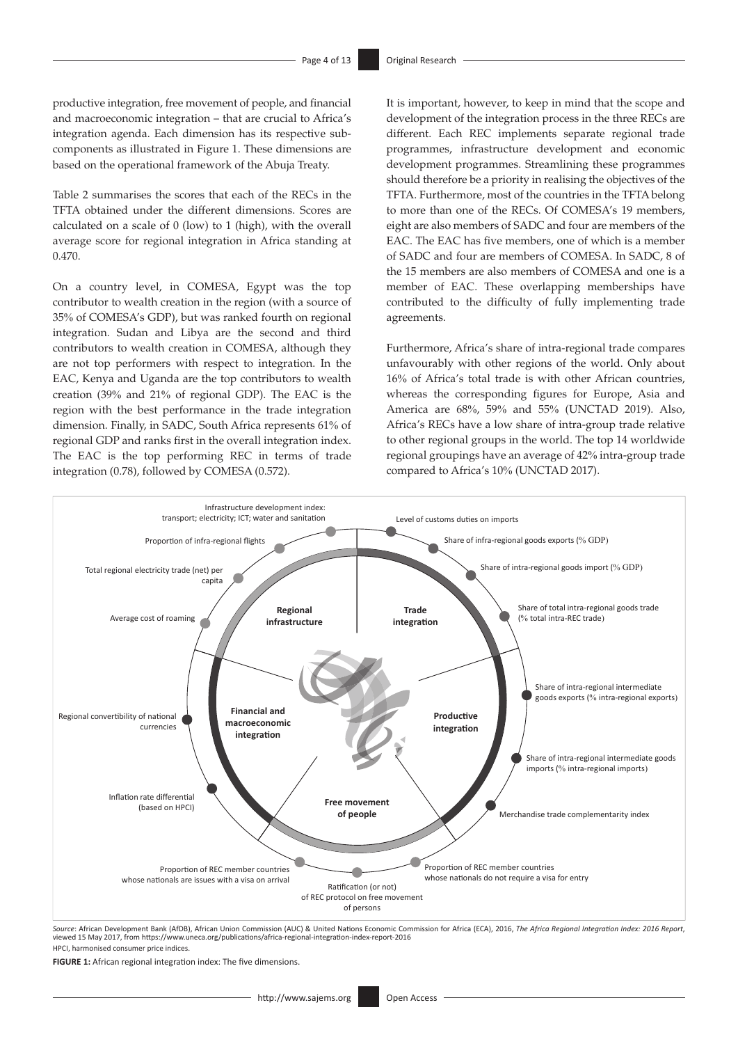productive integration, free movement of people, and financial and macroeconomic integration – that are crucial to Africa's integration agenda. Each dimension has its respective sub-components as illustrated in Figure 1. These dimensions are based on the operational framework of the Abuja Treaty.

Table 2 summarises the scores that each of the RECs in the TFTA obtained under the different dimensions. Scores are calculated on a scale of 0 (low) to 1 (high), with the overall average score for regional integration in Africa standing at 0.470.

On a country level, in COMESA, Egypt was the top contributor to wealth creation in the region (with a source of 35% of COMESA's GDP), but was ranked fourth on regional integration. Sudan and Libya are the second and third contributors to wealth creation in COMESA, although they are not top performers with respect to integration. In the EAC, Kenya and Uganda are the top contributors to wealth creation (39% and 21% of regional GDP). The EAC is the region with the best performance in the trade integration dimension. Finally, in SADC, South Africa represents 61% of regional GDP and ranks first in the overall integration index. The EAC is the top performing REC in terms of trade integration (0.78), followed by COMESA (0.572).

It is important, however, to keep in mind that the scope and development of the integration process in the three RECs are different. Each REC implements separate regional trade programmes, infrastructure development and economic development programmes. Streamlining these programmes should therefore be a priority in realising the objectives of the TFTA. Furthermore, most of the countries in the TFTA belong to more than one of the RECs. Of COMESA's 19 members, eight are also members of SADC and four are members of the EAC. The EAC has five members, one of which is a member of SADC and four are members of COMESA. In SADC, 8 of the 15 members are also members of COMESA and one is a member of EAC. These overlapping memberships have contributed to the difficulty of fully implementing trade agreements.

Furthermore, Africa's share of intra-regional trade compares unfavourably with other regions of the world. Only about 16% of Africa's total trade is with other African countries, whereas the corresponding figures for Europe, Asia and America are 68%, 59% and 55% (UNCTAD 2019). Also, Africa's RECs have a low share of intra-group trade relative to other regional groups in the world. The top 14 worldwide regional groupings have an average of 42% intra-group trade compared to Africa's 10% (UNCTAD 2017).

*Source*: African Development Bank (AfDB), African Union Commission (AUC) & United Nations Economic Commission for Africa (ECA), 2016, *The Africa Regional Integration Index: 2016 Report*, viewed 15 May 2017, from https://www.uneca.org/publications/africa-regional-integration-index-report-2016

HPCI, harmonised consumer price indices.

**FIGURE 1:** African regional integration index: The five dimensions.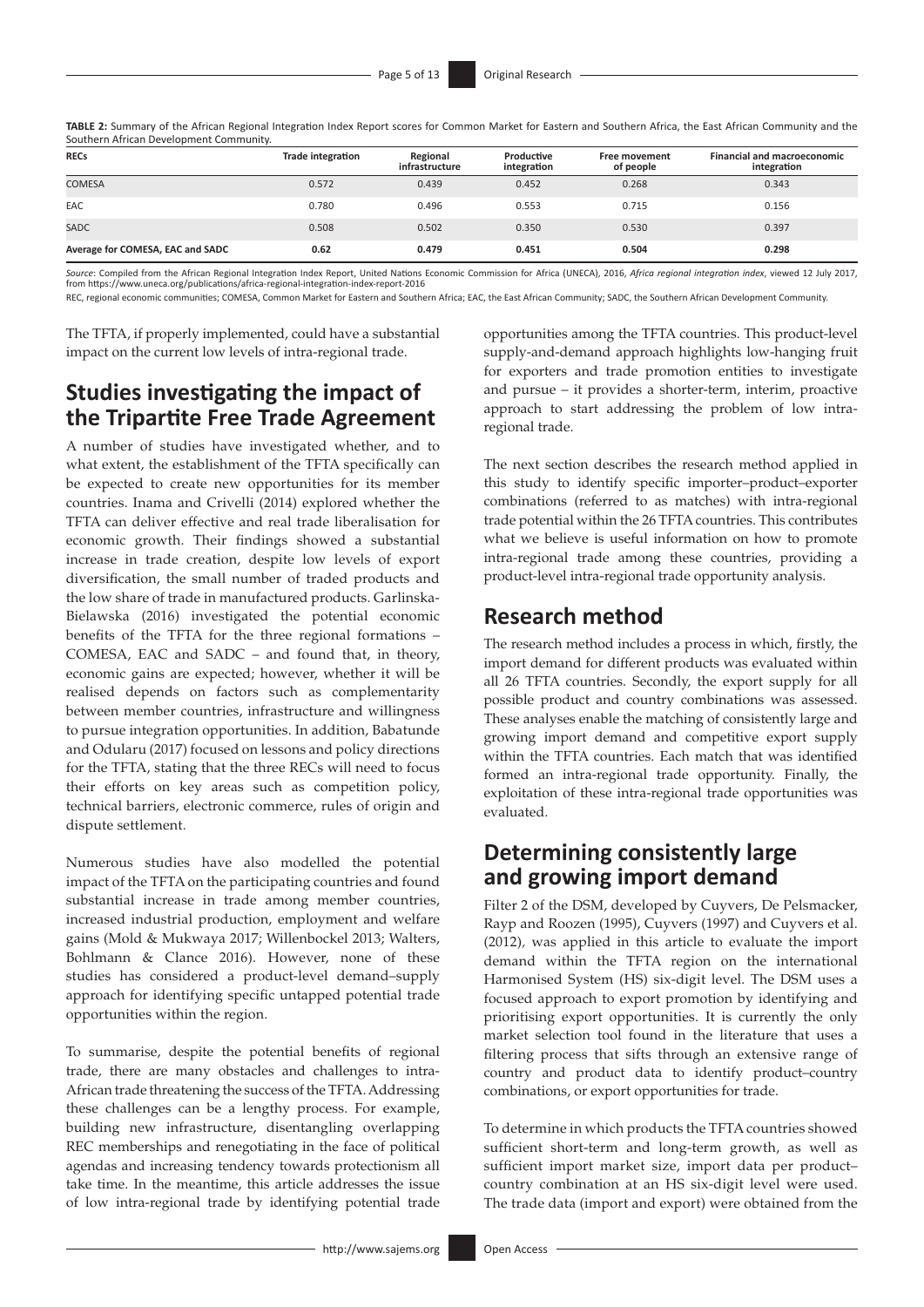**TABLE 2:** Summary of the African Regional Integration Index Report scores for Common Market for Eastern and Southern Africa, the East African Community and the Southern African Development Community.

| RECs | Trade integration | Regional infrastructure | Productive integration | Free movement of people | Financial and macroeconomic integration |
|---|---|---|---|---|---|
| COMESA | 0.572 | 0.439 | 0.452 | 0.268 | 0.343 |
| EAC | 0.780 | 0.496 | 0.553 | 0.715 | 0.156 |
| SADC | 0.508 | 0.502 | 0.350 | 0.530 | 0.397 |
| **Average for COMESA, EAC and SADC** | **0.62** | **0.479** | **0.451** | **0.504** | **0.298** |

*Source*: Compiled from the African Regional Integration Index Report, United Nations Economic Commission for Africa (UNECA), 2016, *Africa regional integration index*, viewed 12 July 2017, from https://www.uneca.org/publications/africa-regional-integration-index-report-2016

REC, regional economic communities; COMESA, Common Market for Eastern and Southern Africa; EAC, the East African Community; SADC, the Southern African Development Community.

The TFTA, if properly implemented, could have a substantial impact on the current low levels of intra-regional trade.

## Studies investigating the impact of the Tripartite Free Trade Agreement

A number of studies have investigated whether, and to what extent, the establishment of the TFTA specifically can be expected to create new opportunities for its member countries. Inama and Crivelli (2014) explored whether the TFTA can deliver effective and real trade liberalisation for economic growth. Their findings showed a substantial increase in trade creation, despite low levels of export diversification, the small number of traded products and the low share of trade in manufactured products. Garlinska-Bielawska (2016) investigated the potential economic benefits of the TFTA for the three regional formations – COMESA, EAC and SADC – and found that, in theory, economic gains are expected; however, whether it will be realised depends on factors such as complementarity between member countries, infrastructure and willingness to pursue integration opportunities. In addition, Babatunde and Odularu (2017) focused on lessons and policy directions for the TFTA, stating that the three RECs will need to focus their efforts on key areas such as competition policy, technical barriers, electronic commerce, rules of origin and dispute settlement.

Numerous studies have also modelled the potential impact of the TFTA on the participating countries and found substantial increase in trade among member countries, increased industrial production, employment and welfare gains (Mold & Mukwaya 2017; Willenbockel 2013; Walters, Bohlmann & Clance 2016). However, none of these studies has considered a product-level demand–supply approach for identifying specific untapped potential trade opportunities within the region.

To summarise, despite the potential benefits of regional trade, there are many obstacles and challenges to intra-African trade threatening the success of the TFTA. Addressing these challenges can be a lengthy process. For example, building new infrastructure, disentangling overlapping REC memberships and renegotiating in the face of political agendas and increasing tendency towards protectionism all take time. In the meantime, this article addresses the issue of low intra-regional trade by identifying potential trade opportunities among the TFTA countries. This product-level supply-and-demand approach highlights low-hanging fruit for exporters and trade promotion entities to investigate and pursue – it provides a shorter-term, interim, proactive approach to start addressing the problem of low intra-regional trade.

The next section describes the research method applied in this study to identify specific importer–product–exporter combinations (referred to as matches) with intra-regional trade potential within the 26 TFTA countries. This contributes what we believe is useful information on how to promote intra-regional trade among these countries, providing a product-level intra-regional trade opportunity analysis.

## Research method

The research method includes a process in which, firstly, the import demand for different products was evaluated within all 26 TFTA countries. Secondly, the export supply for all possible product and country combinations was assessed. These analyses enable the matching of consistently large and growing import demand and competitive export supply within the TFTA countries. Each match that was identified formed an intra-regional trade opportunity. Finally, the exploitation of these intra-regional trade opportunities was evaluated.

## Determining consistently large and growing import demand

Filter 2 of the DSM, developed by Cuyvers, De Pelsmacker, Rayp and Roozen (1995), Cuyvers (1997) and Cuyvers et al. (2012), was applied in this article to evaluate the import demand within the TFTA region on the international Harmonised System (HS) six-digit level. The DSM uses a focused approach to export promotion by identifying and prioritising export opportunities. It is currently the only market selection tool found in the literature that uses a filtering process that sifts through an extensive range of country and product data to identify product–country combinations, or export opportunities for trade.

To determine in which products the TFTA countries showed sufficient short-term and long-term growth, as well as sufficient import market size, import data per product–country combination at an HS six-digit level were used. The trade data (import and export) were obtained from the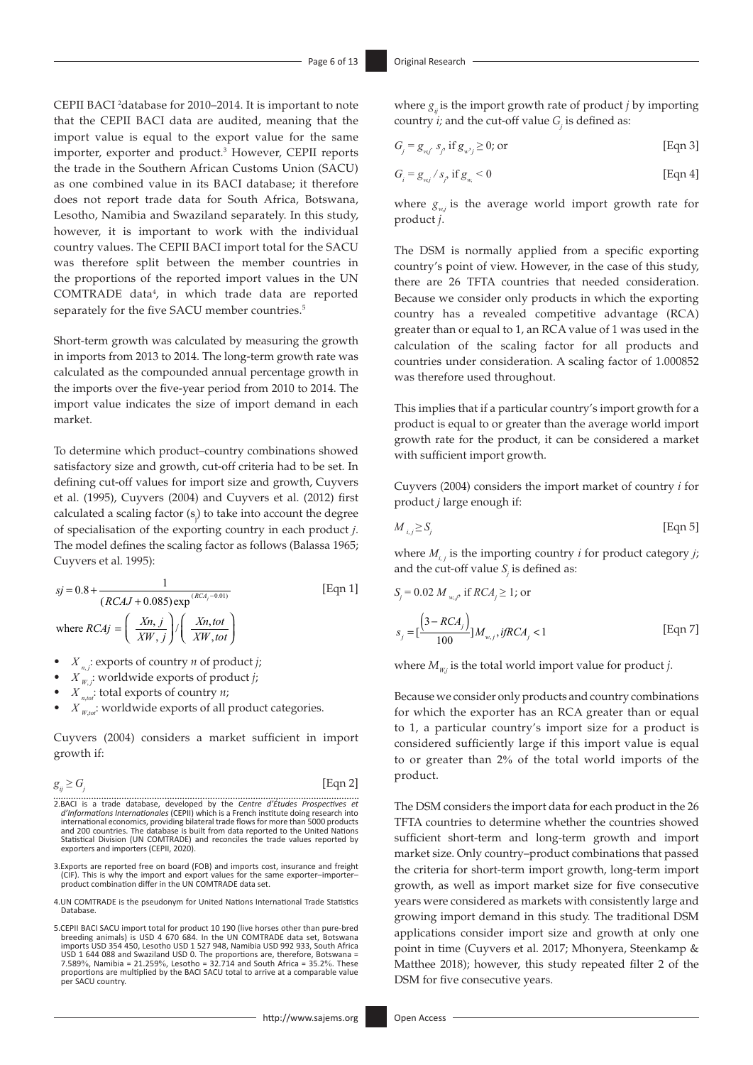CEPII BACI [2]database for 2010–2014. It is important to note that the CEPII BACI data are audited, meaning that the import value is equal to the export value for the same importer, exporter and product.[3] However, CEPII reports the trade in the Southern African Customs Union (SACU) as one combined value in its BACI database; it therefore does not report trade data for South Africa, Botswana, Lesotho, Namibia and Swaziland separately. In this study, however, it is important to work with the individual country values. The CEPII BACI import total for the SACU was therefore split between the member countries in the proportions of the reported import values in the UN COMTRADE data[4], in which trade data are reported separately for the five SACU member countries.[5]

Short-term growth was calculated by measuring the growth in imports from 2013 to 2014. The long-term growth rate was calculated as the compounded annual percentage growth in the imports over the five-year period from 2010 to 2014. The import value indicates the size of import demand in each market.

To determine which product–country combinations showed satisfactory size and growth, cut-off criteria had to be set. In defining cut-off values for import size and growth, Cuyvers et al. (1995), Cuyvers (2004) and Cuyvers et al. (2012) first calculated a scaling factor ($s_j$) to take into account the degree of specialisation of the exporting country in each product $j$. The model defines the scaling factor as follows (Balassa 1965; Cuyvers et al. 1995):

$$sj = 0.8 + \frac{1}{(RCAJ + 0.085)\exp^{(RCA_j - 0.01)}} \quad \text{[Eqn 1]}$$

$$\text{where } RCAj = \left(\frac{Xn, j}{XW, j}\right) / \left(\frac{Xn, tot}{XW, tot}\right)$$

- $X_{n,j}$: exports of country $n$ of product $j$;
- $X_{W,j}$: worldwide exports of product $j$;
- $X_{n,tot}$: total exports of country $n$;
- $X_{W,tot}$: worldwide exports of all product categories.

Cuyvers (2004) considers a market sufficient in import growth if:

$$g_{ij} \geq G_j \quad \text{[Eqn 2]}$$

where $g_{ij}$ is the import growth rate of product $j$ by importing country $i$; and the cut-off value $G_j$ is defined as:

$$G_j = g_{w,j} \cdot s_j, \text{ if } g_{w,j} \geq 0; \text{ or} \quad \text{[Eqn 3]}$$

$$G_i = g_{w,j} / s_j, \text{ if } g_{w,} < 0 \quad \text{[Eqn 4]}$$

where $g_{w,j}$ is the average world import growth rate for product $j$.

The DSM is normally applied from a specific exporting country's point of view. However, in the case of this study, there are 26 TFTA countries that needed consideration. Because we consider only products in which the exporting country has a revealed competitive advantage (RCA) greater than or equal to 1, an RCA value of 1 was used in the calculation of the scaling factor for all products and countries under consideration. A scaling factor of 1.000852 was therefore used throughout.

This implies that if a particular country's import growth for a product is equal to or greater than the average world import growth rate for the product, it can be considered a market with sufficient import growth.

Cuyvers (2004) considers the import market of country $i$ for product $j$ large enough if:

$$M_{i,j} \geq S_j \quad \text{[Eqn 5]}$$

where $M_{i,j}$ is the importing country $i$ for product category $j$; and the cut-off value $S_j$ is defined as:

$$S_j = 0.02\, M_{w,j}, \text{ if } RCA_j \geq 1; \text{ or}$$

$$s_j = [\frac{\left(3 - RCA_j\right)}{100}]M_{w,j}, if RCA_j < 1 \quad \text{[Eqn 7]}$$

where $M_{W,j}$ is the total world import value for product $j$.

Because we consider only products and country combinations for which the exporter has an RCA greater than or equal to 1, a particular country's import size for a product is considered sufficiently large if this import value is equal to or greater than 2% of the total world imports of the product.

The DSM considers the import data for each product in the 26 TFTA countries to determine whether the countries showed sufficient short-term and long-term growth and import market size. Only country–product combinations that passed the criteria for short-term import growth, long-term import growth, as well as import market size for five consecutive years were considered as markets with consistently large and growing import demand in this study. The traditional DSM applications consider import size and growth at only one point in time (Cuyvers et al. 2017; Mhonyera, Steenkamp & Matthee 2018); however, this study repeated filter 2 of the DSM for five consecutive years.

---

2. BACI is a trade database, developed by the *Centre d'Études Prospectives et d'Informations Internationales* (CEPII) which is a French institute doing research into international economics, providing bilateral trade flows for more than 5000 products and 200 countries. The database is built from data reported to the United Nations Statistical Division (UN COMTRADE) and reconciles the trade values reported by exporters and importers (CEPII, 2020).

3. Exports are reported free on board (FOB) and imports cost, insurance and freight (CIF). This is why the import and export values for the same exporter–importer–product combination differ in the UN COMTRADE data set.

4. UN COMTRADE is the pseudonym for United Nations International Trade Statistics Database.

5. CEPII BACI SACU import total for product 10 190 (live horses other than pure-bred breeding animals) is USD 4 670 684. In the UN COMTRADE data set, Botswana imports USD 354 450, Lesotho USD 1 527 948, Namibia USD 992 933, South Africa USD 1 644 088 and Swaziland USD 0. The proportions are, therefore, Botswana = 7.589%, Namibia = 21.259%, Lesotho = 32.714 and South Africa = 35.2%. These proportions are multiplied by the BACI SACU total to arrive at a comparable value per SACU country.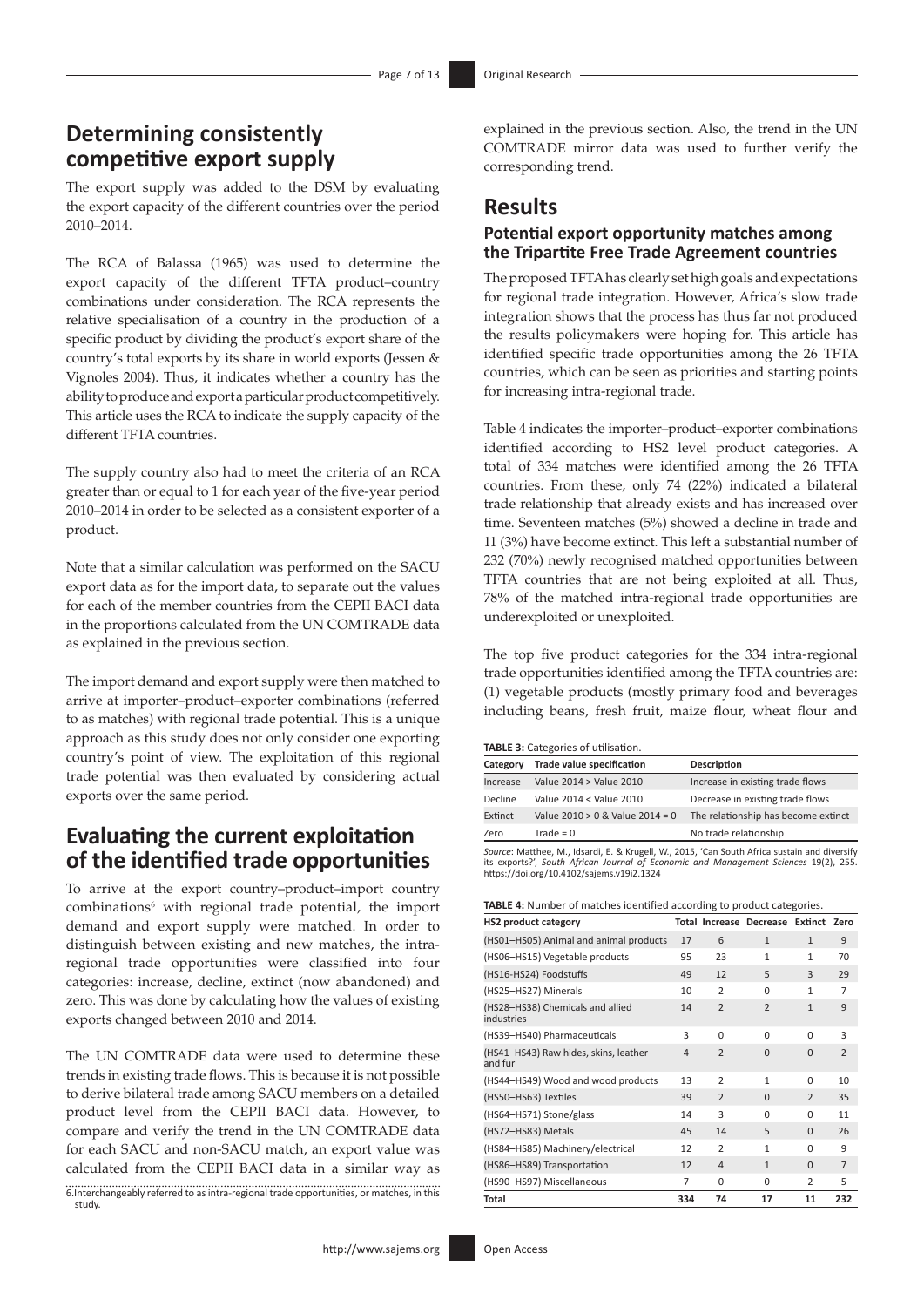## Determining consistently competitive export supply

The export supply was added to the DSM by evaluating the export capacity of the different countries over the period 2010–2014.

The RCA of Balassa (1965) was used to determine the export capacity of the different TFTA product–country combinations under consideration. The RCA represents the relative specialisation of a country in the production of a specific product by dividing the product's export share of the country's total exports by its share in world exports (Jessen & Vignoles 2004). Thus, it indicates whether a country has the ability to produce and export a particular product competitively. This article uses the RCA to indicate the supply capacity of the different TFTA countries.

The supply country also had to meet the criteria of an RCA greater than or equal to 1 for each year of the five-year period 2010–2014 in order to be selected as a consistent exporter of a product.

Note that a similar calculation was performed on the SACU export data as for the import data, to separate out the values for each of the member countries from the CEPII BACI data in the proportions calculated from the UN COMTRADE data as explained in the previous section.

The import demand and export supply were then matched to arrive at importer–product–exporter combinations (referred to as matches) with regional trade potential. This is a unique approach as this study does not only consider one exporting country's point of view. The exploitation of this regional trade potential was then evaluated by considering actual exports over the same period.

## Evaluating the current exploitation of the identified trade opportunities

To arrive at the export country–product–import country combinations[6] with regional trade potential, the import demand and export supply were matched. In order to distinguish between existing and new matches, the intra-regional trade opportunities were classified into four categories: increase, decline, extinct (now abandoned) and zero. This was done by calculating how the values of existing exports changed between 2010 and 2014.

The UN COMTRADE data were used to determine these trends in existing trade flows. This is because it is not possible to derive bilateral trade among SACU members on a detailed product level from the CEPII BACI data. However, to compare and verify the trend in the UN COMTRADE data for each SACU and non-SACU match, an export value was calculated from the CEPII BACI data in a similar way as explained in the previous section. Also, the trend in the UN COMTRADE mirror data was used to further verify the corresponding trend.

6. Interchangeably referred to as intra-regional trade opportunities, or matches, in this study.

## Results

### Potential export opportunity matches among the Tripartite Free Trade Agreement countries

The proposed TFTA has clearly set high goals and expectations for regional trade integration. However, Africa's slow trade integration shows that the process has thus far not produced the results policymakers were hoping for. This article has identified specific trade opportunities among the 26 TFTA countries, which can be seen as priorities and starting points for increasing intra-regional trade.

Table 4 indicates the importer–product–exporter combinations identified according to HS2 level product categories. A total of 334 matches were identified among the 26 TFTA countries. From these, only 74 (22%) indicated a bilateral trade relationship that already exists and has increased over time. Seventeen matches (5%) showed a decline in trade and 11 (3%) have become extinct. This left a substantial number of 232 (70%) newly recognised matched opportunities between TFTA countries that are not being exploited at all. Thus, 78% of the matched intra-regional trade opportunities are underexploited or unexploited.

The top five product categories for the 334 intra-regional trade opportunities identified among the TFTA countries are: (1) vegetable products (mostly primary food and beverages including beans, fresh fruit, maize flour, wheat flour and

**TABLE 3:** Categories of utilisation.

| Category | Trade value specification | Description |
|---|---|---|
| Increase | Value 2014 > Value 2010 | Increase in existing trade flows |
| Decline | Value 2014 < Value 2010 | Decrease in existing trade flows |
| Extinct | Value 2010 > 0 & Value 2014 = 0 | The relationship has become extinct |
| Zero | Trade = 0 | No trade relationship |

*Source*: Matthee, M., Idsardi, E. & Krugell, W., 2015, 'Can South Africa sustain and diversify its exports?', *South African Journal of Economic and Management Sciences* 19(2), 255. https://doi.org/10.4102/sajems.v19i2.1324

**TABLE 4:** Number of matches identified according to product categories.

| HS2 product category | Total | Increase | Decrease | Extinct | Zero |
|---|---|---|---|---|---|
| (HS01–HS05) Animal and animal products | 17 | 6 | 1 | 1 | 9 |
| (HS06–HS15) Vegetable products | 95 | 23 | 1 | 1 | 70 |
| (HS16-HS24) Foodstuffs | 49 | 12 | 5 | 3 | 29 |
| (HS25–HS27) Minerals | 10 | 2 | 0 | 1 | 7 |
| (HS28–HS38) Chemicals and allied industries | 14 | 2 | 2 | 1 | 9 |
| (HS39–HS40) Pharmaceuticals | 3 | 0 | 0 | 0 | 3 |
| (HS41–HS43) Raw hides, skins, leather and fur | 4 | 2 | 0 | 0 | 2 |
| (HS44–HS49) Wood and wood products | 13 | 2 | 1 | 0 | 10 |
| (HS50–HS63) Textiles | 39 | 2 | 0 | 2 | 35 |
| (HS64–HS71) Stone/glass | 14 | 3 | 0 | 0 | 11 |
| (HS72–HS83) Metals | 45 | 14 | 5 | 0 | 26 |
| (HS84–HS85) Machinery/electrical | 12 | 2 | 1 | 0 | 9 |
| (HS86–HS89) Transportation | 12 | 4 | 1 | 0 | 7 |
| (HS90–HS97) Miscellaneous | 7 | 0 | 0 | 2 | 5 |
| **Total** | **334** | **74** | **17** | **11** | **232** |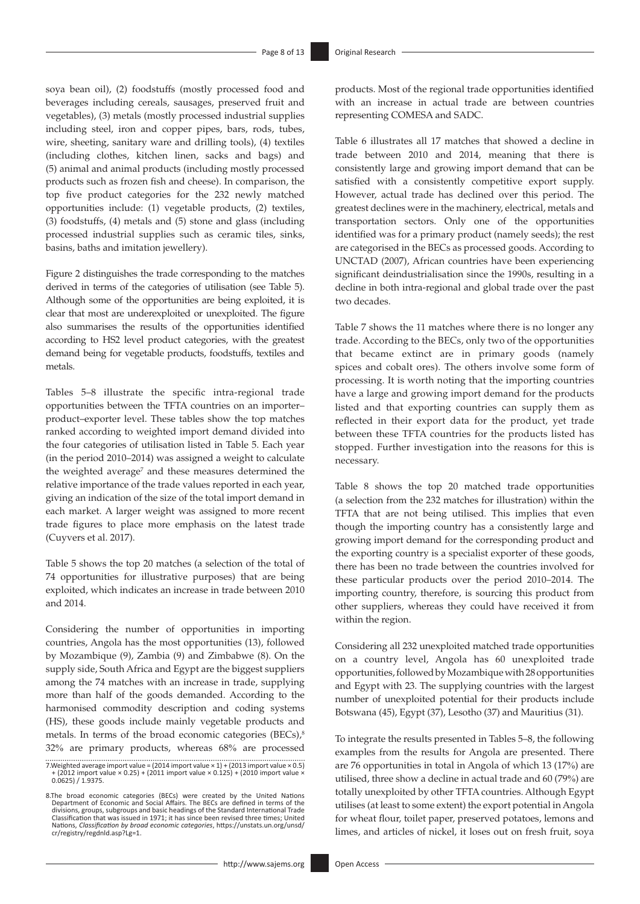soya bean oil), (2) foodstuffs (mostly processed food and beverages including cereals, sausages, preserved fruit and vegetables), (3) metals (mostly processed industrial supplies including steel, iron and copper pipes, bars, rods, tubes, wire, sheeting, sanitary ware and drilling tools), (4) textiles (including clothes, kitchen linen, sacks and bags) and (5) animal and animal products (including mostly processed products such as frozen fish and cheese). In comparison, the top five product categories for the 232 newly matched opportunities include: (1) vegetable products, (2) textiles, (3) foodstuffs, (4) metals and (5) stone and glass (including processed industrial supplies such as ceramic tiles, sinks, basins, baths and imitation jewellery).

Figure 2 distinguishes the trade corresponding to the matches derived in terms of the categories of utilisation (see Table 5). Although some of the opportunities are being exploited, it is clear that most are underexploited or unexploited. The figure also summarises the results of the opportunities identified according to HS2 level product categories, with the greatest demand being for vegetable products, foodstuffs, textiles and metals.

Tables 5–8 illustrate the specific intra-regional trade opportunities between the TFTA countries on an importer–product–exporter level. These tables show the top matches ranked according to weighted import demand divided into the four categories of utilisation listed in Table 5. Each year (in the period 2010–2014) was assigned a weight to calculate the weighted average[7] and these measures determined the relative importance of the trade values reported in each year, giving an indication of the size of the total import demand in each market. A larger weight was assigned to more recent trade figures to place more emphasis on the latest trade (Cuyvers et al. 2017).

Table 5 shows the top 20 matches (a selection of the total of 74 opportunities for illustrative purposes) that are being exploited, which indicates an increase in trade between 2010 and 2014.

Considering the number of opportunities in importing countries, Angola has the most opportunities (13), followed by Mozambique (9), Zambia (9) and Zimbabwe (8). On the supply side, South Africa and Egypt are the biggest suppliers among the 74 matches with an increase in trade, supplying more than half of the goods demanded. According to the harmonised commodity description and coding systems (HS), these goods include mainly vegetable products and metals. In terms of the broad economic categories (BECs),[8] 32% are primary products, whereas 68% are processed products. Most of the regional trade opportunities identified with an increase in actual trade are between countries representing COMESA and SADC.

Table 6 illustrates all 17 matches that showed a decline in trade between 2010 and 2014, meaning that there is consistently large and growing import demand that can be satisfied with a consistently competitive export supply. However, actual trade has declined over this period. The greatest declines were in the machinery, electrical, metals and transportation sectors. Only one of the opportunities identified was for a primary product (namely seeds); the rest are categorised in the BECs as processed goods. According to UNCTAD (2007), African countries have been experiencing significant deindustrialisation since the 1990s, resulting in a decline in both intra-regional and global trade over the past two decades.

Table 7 shows the 11 matches where there is no longer any trade. According to the BECs, only two of the opportunities that became extinct are in primary goods (namely spices and cobalt ores). The others involve some form of processing. It is worth noting that the importing countries have a large and growing import demand for the products listed and that exporting countries can supply them as reflected in their export data for the product, yet trade between these TFTA countries for the products listed has stopped. Further investigation into the reasons for this is necessary.

Table 8 shows the top 20 matched trade opportunities (a selection from the 232 matches for illustration) within the TFTA that are not being utilised. This implies that even though the importing country has a consistently large and growing import demand for the corresponding product and the exporting country is a specialist exporter of these goods, there has been no trade between the countries involved for these particular products over the period 2010–2014. The importing country, therefore, is sourcing this product from other suppliers, whereas they could have received it from within the region.

Considering all 232 unexploited matched trade opportunities on a country level, Angola has 60 unexploited trade opportunities, followed by Mozambique with 28 opportunities and Egypt with 23. The supplying countries with the largest number of unexploited potential for their products include Botswana (45), Egypt (37), Lesotho (37) and Mauritius (31).

To integrate the results presented in Tables 5–8, the following examples from the results for Angola are presented. There are 76 opportunities in total in Angola of which 13 (17%) are utilised, three show a decline in actual trade and 60 (79%) are totally unexploited by other TFTA countries. Although Egypt utilises (at least to some extent) the export potential in Angola for wheat flour, toilet paper, preserved potatoes, lemons and limes, and articles of nickel, it loses out on fresh fruit, soya

7.Weighted average import value = (2014 import value × 1) + (2013 import value × 0.5) + (2012 import value × 0.25) + (2011 import value × 0.125) + (2010 import value × 0.0625) / 1.9375.

8.The broad economic categories (BECs) were created by the United Nations Department of Economic and Social Affairs. The BECs are defined in terms of the divisions, groups, subgroups and basic headings of the Standard International Trade Classification that was issued in 1971; it has since been revised three times; United Nations, *Classification by broad economic categories*, https://unstats.un.org/unsd/cr/registry/regdnld.asp?Lg=1.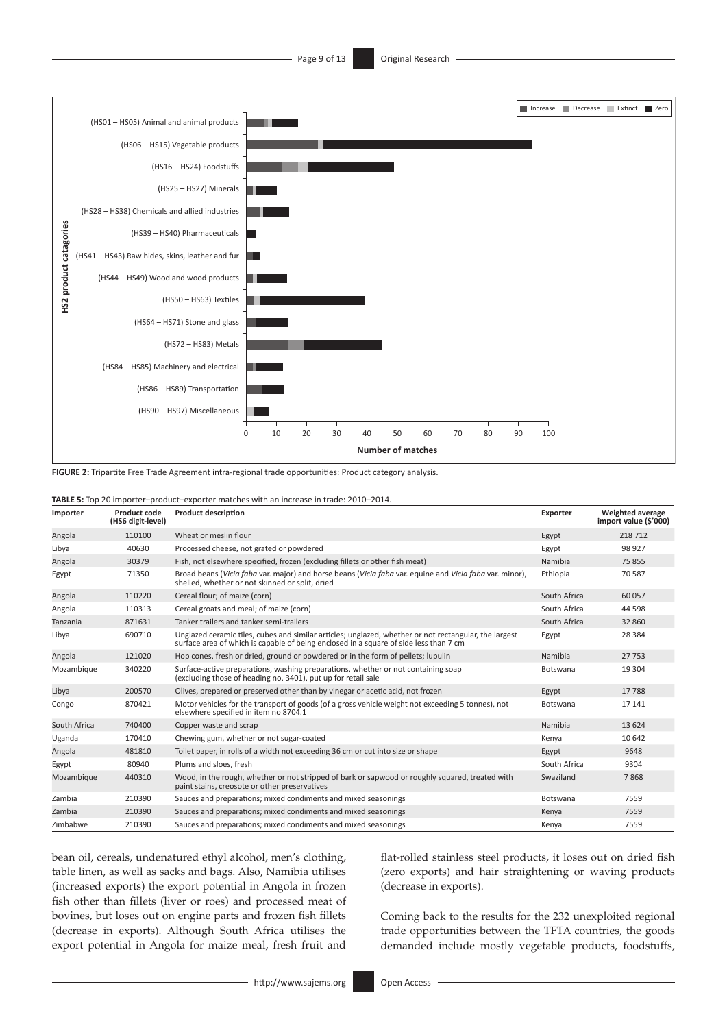FIGURE 2: Tripartite Free Trade Agreement intra-regional trade opportunities: Product category analysis.

**TABLE 5:** Top 20 importer–product–exporter matches with an increase in trade: 2010–2014.

| Importer | Product code (HS6 digit-level) | Product description | Exporter | Weighted average import value ($'000) |
|---|---|---|---|---|
| Angola | 110100 | Wheat or meslin flour | Egypt | 218 712 |
| Libya | 40630 | Processed cheese, not grated or powdered | Egypt | 98 927 |
| Angola | 30379 | Fish, not elsewhere specified, frozen (excluding fillets or other fish meat) | Namibia | 75 855 |
| Egypt | 71350 | Broad beans (*Vicia faba* var. major) and horse beans (*Vicia faba* var. equine and *Vicia faba* var. minor), shelled, whether or not skinned or split, dried | Ethiopia | 70 587 |
| Angola | 110220 | Cereal flour; of maize (corn) | South Africa | 60 057 |
| Angola | 110313 | Cereal groats and meal; of maize (corn) | South Africa | 44 598 |
| Tanzania | 871631 | Tanker trailers and tanker semi-trailers | South Africa | 32 860 |
| Libya | 690710 | Unglazed ceramic tiles, cubes and similar articles; unglazed, whether or not rectangular, the largest surface area of which is capable of being enclosed in a square of side less than 7 cm | Egypt | 28 384 |
| Angola | 121020 | Hop cones, fresh or dried, ground or powdered or in the form of pellets; lupulin | Namibia | 27 753 |
| Mozambique | 340220 | Surface-active preparations, washing preparations, whether or not containing soap (excluding those of heading no. 3401), put up for retail sale | Botswana | 19 304 |
| Libya | 200570 | Olives, prepared or preserved other than by vinegar or acetic acid, not frozen | Egypt | 17 788 |
| Congo | 870421 | Motor vehicles for the transport of goods (of a gross vehicle weight not exceeding 5 tonnes), not elsewhere specified in item no 8704.1 | Botswana | 17 141 |
| South Africa | 740400 | Copper waste and scrap | Namibia | 13 624 |
| Uganda | 170410 | Chewing gum, whether or not sugar-coated | Kenya | 10 642 |
| Angola | 481810 | Toilet paper, in rolls of a width not exceeding 36 cm or cut into size or shape | Egypt | 9648 |
| Egypt | 80940 | Plums and sloes, fresh | South Africa | 9304 |
| Mozambique | 440310 | Wood, in the rough, whether or not stripped of bark or sapwood or roughly squared, treated with paint stains, creosote or other preservatives | Swaziland | 7868 |
| Zambia | 210390 | Sauces and preparations; mixed condiments and mixed seasonings | Botswana | 7559 |
| Zambia | 210390 | Sauces and preparations; mixed condiments and mixed seasonings | Kenya | 7559 |
| Zimbabwe | 210390 | Sauces and preparations; mixed condiments and mixed seasonings | Kenya | 7559 |

bean oil, cereals, undenatured ethyl alcohol, men's clothing, table linen, as well as sacks and bags. Also, Namibia utilises (increased exports) the export potential in Angola in frozen fish other than fillets (liver or roes) and processed meat of bovines, but loses out on engine parts and frozen fish fillets (decrease in exports). Although South Africa utilises the export potential in Angola for maize meal, fresh fruit and flat-rolled stainless steel products, it loses out on dried fish (zero exports) and hair straightening or waving products (decrease in exports).

Coming back to the results for the 232 unexploited regional trade opportunities between the TFTA countries, the goods demanded include mostly vegetable products, foodstuffs,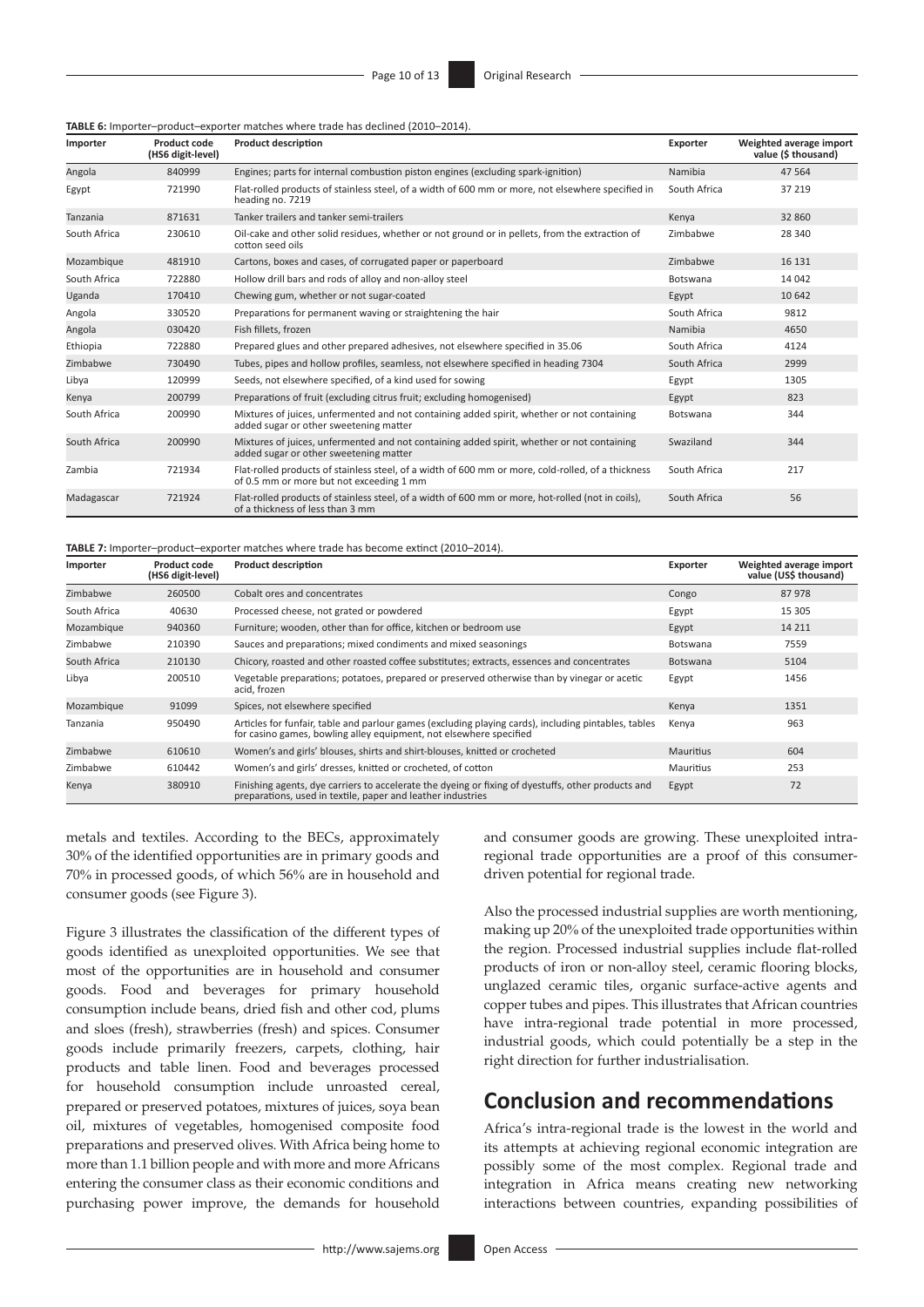**TABLE 6:** Importer–product–exporter matches where trade has declined (2010–2014).

| Importer | Product code (HS6 digit-level) | Product description | Exporter | Weighted average import value ($ thousand) |
|---|---|---|---|---|
| Angola | 840999 | Engines; parts for internal combustion piston engines (excluding spark-ignition) | Namibia | 47 564 |
| Egypt | 721990 | Flat-rolled products of stainless steel, of a width of 600 mm or more, not elsewhere specified in heading no. 7219 | South Africa | 37 219 |
| Tanzania | 871631 | Tanker trailers and tanker semi-trailers | Kenya | 32 860 |
| South Africa | 230610 | Oil-cake and other solid residues, whether or not ground or in pellets, from the extraction of cotton seed oils | Zimbabwe | 28 340 |
| Mozambique | 481910 | Cartons, boxes and cases, of corrugated paper or paperboard | Zimbabwe | 16 131 |
| South Africa | 722880 | Hollow drill bars and rods of alloy and non-alloy steel | Botswana | 14 042 |
| Uganda | 170410 | Chewing gum, whether or not sugar-coated | Egypt | 10 642 |
| Angola | 330520 | Preparations for permanent waving or straightening the hair | South Africa | 9812 |
| Angola | 030420 | Fish fillets, frozen | Namibia | 4650 |
| Ethiopia | 722880 | Prepared glues and other prepared adhesives, not elsewhere specified in 35.06 | South Africa | 4124 |
| Zimbabwe | 730490 | Tubes, pipes and hollow profiles, seamless, not elsewhere specified in heading 7304 | South Africa | 2999 |
| Libya | 120999 | Seeds, not elsewhere specified, of a kind used for sowing | Egypt | 1305 |
| Kenya | 200799 | Preparations of fruit (excluding citrus fruit; excluding homogenised) | Egypt | 823 |
| South Africa | 200990 | Mixtures of juices, unfermented and not containing added spirit, whether or not containing added sugar or other sweetening matter | Botswana | 344 |
| South Africa | 200990 | Mixtures of juices, unfermented and not containing added spirit, whether or not containing added sugar or other sweetening matter | Swaziland | 344 |
| Zambia | 721934 | Flat-rolled products of stainless steel, of a width of 600 mm or more, cold-rolled, of a thickness of 0.5 mm or more but not exceeding 1 mm | South Africa | 217 |
| Madagascar | 721924 | Flat-rolled products of stainless steel, of a width of 600 mm or more, hot-rolled (not in coils), of a thickness of less than 3 mm | South Africa | 56 |

**TABLE 7:** Importer–product–exporter matches where trade has become extinct (2010–2014).

| Importer | Product code (HS6 digit-level) | Product description | Exporter | Weighted average import value (US$ thousand) |
|---|---|---|---|---|
| Zimbabwe | 260500 | Cobalt ores and concentrates | Congo | 87 978 |
| South Africa | 40630 | Processed cheese, not grated or powdered | Egypt | 15 305 |
| Mozambique | 940360 | Furniture; wooden, other than for office, kitchen or bedroom use | Egypt | 14 211 |
| Zimbabwe | 210390 | Sauces and preparations; mixed condiments and mixed seasonings | Botswana | 7559 |
| South Africa | 210130 | Chicory, roasted and other roasted coffee substitutes; extracts, essences and concentrates | Botswana | 5104 |
| Libya | 200510 | Vegetable preparations; potatoes, prepared or preserved otherwise than by vinegar or acetic acid, frozen | Egypt | 1456 |
| Mozambique | 91099 | Spices, not elsewhere specified | Kenya | 1351 |
| Tanzania | 950490 | Articles for funfair, table and parlour games (excluding playing cards), including pintables, tables for casino games, bowling alley equipment, not elsewhere specified | Kenya | 963 |
| Zimbabwe | 610610 | Women's and girls' blouses, shirts and shirt-blouses, knitted or crocheted | Mauritius | 604 |
| Zimbabwe | 610442 | Women's and girls' dresses, knitted or crocheted, of cotton | Mauritius | 253 |
| Kenya | 380910 | Finishing agents, dye carriers to accelerate the dyeing or fixing of dyestuffs, other products and preparations, used in textile, paper and leather industries | Egypt | 72 |

metals and textiles. According to the BECs, approximately 30% of the identified opportunities are in primary goods and 70% in processed goods, of which 56% are in household and consumer goods (see Figure 3).

Figure 3 illustrates the classification of the different types of goods identified as unexploited opportunities. We see that most of the opportunities are in household and consumer goods. Food and beverages for primary household consumption include beans, dried fish and other cod, plums and sloes (fresh), strawberries (fresh) and spices. Consumer goods include primarily freezers, carpets, clothing, hair products and table linen. Food and beverages processed for household consumption include unroasted cereal, prepared or preserved potatoes, mixtures of juices, soya bean oil, mixtures of vegetables, homogenised composite food preparations and preserved olives. With Africa being home to more than 1.1 billion people and with more and more Africans entering the consumer class as their economic conditions and purchasing power improve, the demands for household and consumer goods are growing. These unexploited intra-regional trade opportunities are a proof of this consumer-driven potential for regional trade.

Also the processed industrial supplies are worth mentioning, making up 20% of the unexploited trade opportunities within the region. Processed industrial supplies include flat-rolled products of iron or non-alloy steel, ceramic flooring blocks, unglazed ceramic tiles, organic surface-active agents and copper tubes and pipes. This illustrates that African countries have intra-regional trade potential in more processed, industrial goods, which could potentially be a step in the right direction for further industrialisation.

## Conclusion and recommendations

Africa's intra-regional trade is the lowest in the world and its attempts at achieving regional economic integration are possibly some of the most complex. Regional trade and integration in Africa means creating new networking interactions between countries, expanding possibilities of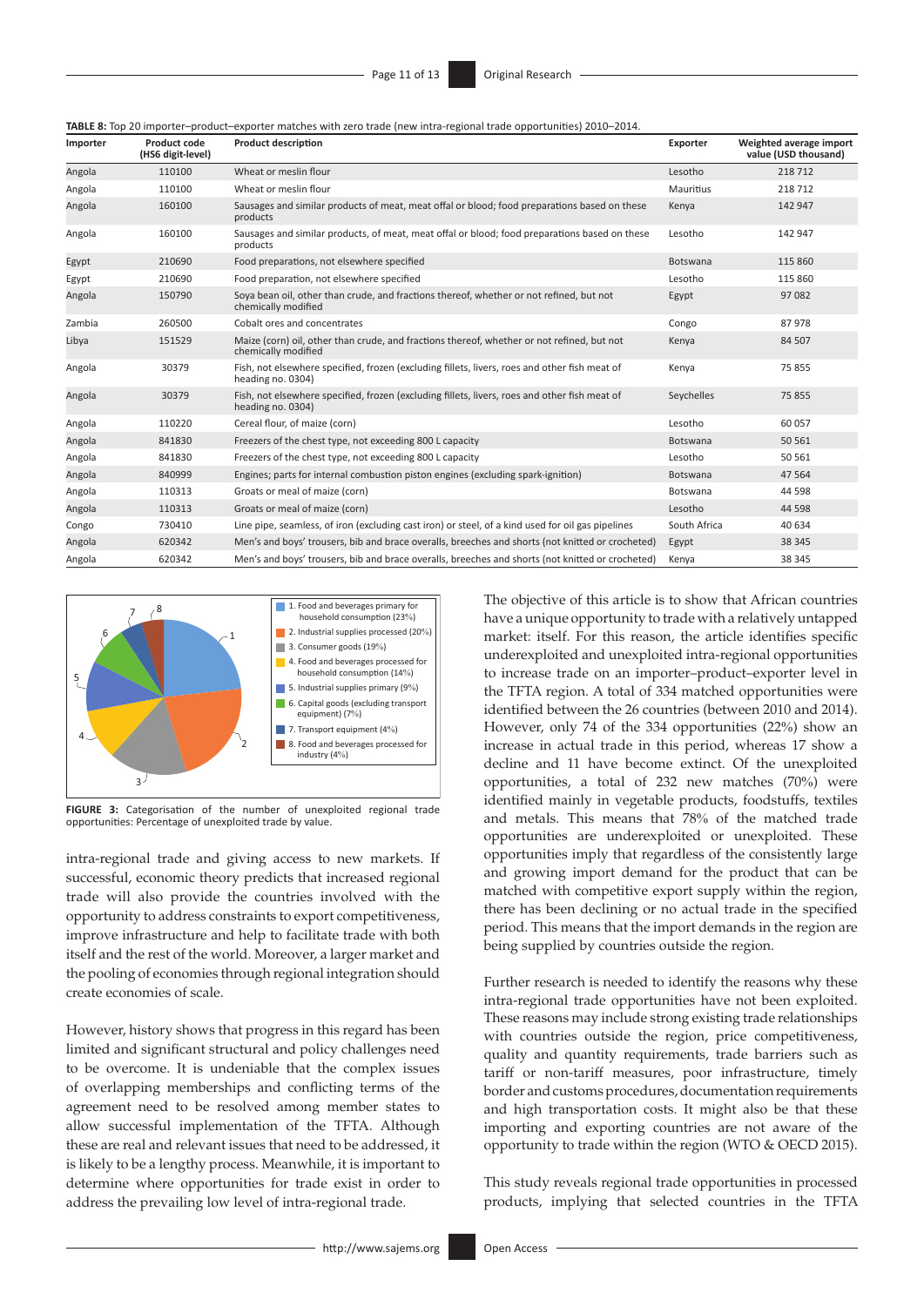**TABLE 8:** Top 20 importer–product–exporter matches with zero trade (new intra-regional trade opportunities) 2010–2014.

| Importer | Product code (HS6 digit-level) | Product description | Exporter | Weighted average import value (USD thousand) |
|---|---|---|---|---|
| Angola | 110100 | Wheat or meslin flour | Lesotho | 218 712 |
| Angola | 110100 | Wheat or meslin flour | Mauritius | 218 712 |
| Angola | 160100 | Sausages and similar products of meat, meat offal or blood; food preparations based on these products | Kenya | 142 947 |
| Angola | 160100 | Sausages and similar products, of meat, meat offal or blood; food preparations based on these products | Lesotho | 142 947 |
| Egypt | 210690 | Food preparations, not elsewhere specified | Botswana | 115 860 |
| Egypt | 210690 | Food preparation, not elsewhere specified | Lesotho | 115 860 |
| Angola | 150790 | Soya bean oil, other than crude, and fractions thereof, whether or not refined, but not chemically modified | Egypt | 97 082 |
| Zambia | 260500 | Cobalt ores and concentrates | Congo | 87 978 |
| Libya | 151529 | Maize (corn) oil, other than crude, and fractions thereof, whether or not refined, but not chemically modified | Kenya | 84 507 |
| Angola | 30379 | Fish, not elsewhere specified, frozen (excluding fillets, livers, roes and other fish meat of heading no. 0304) | Kenya | 75 855 |
| Angola | 30379 | Fish, not elsewhere specified, frozen (excluding fillets, livers, roes and other fish meat of heading no. 0304) | Seychelles | 75 855 |
| Angola | 110220 | Cereal flour, of maize (corn) | Lesotho | 60 057 |
| Angola | 841830 | Freezers of the chest type, not exceeding 800 L capacity | Botswana | 50 561 |
| Angola | 841830 | Freezers of the chest type, not exceeding 800 L capacity | Lesotho | 50 561 |
| Angola | 840999 | Engines; parts for internal combustion piston engines (excluding spark-ignition) | Botswana | 47 564 |
| Angola | 110313 | Groats or meal of maize (corn) | Botswana | 44 598 |
| Angola | 110313 | Groats or meal of maize (corn) | Lesotho | 44 598 |
| Congo | 730410 | Line pipe, seamless, of iron (excluding cast iron) or steel, of a kind used for oil gas pipelines | South Africa | 40 634 |
| Angola | 620342 | Men's and boys' trousers, bib and brace overalls, breeches and shorts (not knitted or crocheted) | Egypt | 38 345 |
| Angola | 620342 | Men's and boys' trousers, bib and brace overalls, breeches and shorts (not knitted or crocheted) | Kenya | 38 345 |

1. Food and beverages primary for household consumption (23%)
2. Industrial supplies processed (20%)
3. Consumer goods (19%)
4. Food and beverages processed for household consumption (14%)
5. Industrial supplies primary (9%)
6. Capital goods (excluding transport equipment) (7%)
7. Transport equipment (4%)
8. Food and beverages processed for industry (4%)

**FIGURE 3:** Categorisation of the number of unexploited regional trade opportunities: Percentage of unexploited trade by value.

intra-regional trade and giving access to new markets. If successful, economic theory predicts that increased regional trade will also provide the countries involved with the opportunity to address constraints to export competitiveness, improve infrastructure and help to facilitate trade with both itself and the rest of the world. Moreover, a larger market and the pooling of economies through regional integration should create economies of scale.

However, history shows that progress in this regard has been limited and significant structural and policy challenges need to be overcome. It is undeniable that the complex issues of overlapping memberships and conflicting terms of the agreement need to be resolved among member states to allow successful implementation of the TFTA. Although these are real and relevant issues that need to be addressed, it is likely to be a lengthy process. Meanwhile, it is important to determine where opportunities for trade exist in order to address the prevailing low level of intra-regional trade.

The objective of this article is to show that African countries have a unique opportunity to trade with a relatively untapped market: itself. For this reason, the article identifies specific underexploited and unexploited intra-regional opportunities to increase trade on an importer–product–exporter level in the TFTA region. A total of 334 matched opportunities were identified between the 26 countries (between 2010 and 2014). However, only 74 of the 334 opportunities (22%) show an increase in actual trade in this period, whereas 17 show a decline and 11 have become extinct. Of the unexploited opportunities, a total of 232 new matches (70%) were identified mainly in vegetable products, foodstuffs, textiles and metals. This means that 78% of the matched trade opportunities are underexploited or unexploited. These opportunities imply that regardless of the consistently large and growing import demand for the product that can be matched with competitive export supply within the region, there has been declining or no actual trade in the specified period. This means that the import demands in the region are being supplied by countries outside the region.

Further research is needed to identify the reasons why these intra-regional trade opportunities have not been exploited. These reasons may include strong existing trade relationships with countries outside the region, price competitiveness, quality and quantity requirements, trade barriers such as tariff or non-tariff measures, poor infrastructure, timely border and customs procedures, documentation requirements and high transportation costs. It might also be that these importing and exporting countries are not aware of the opportunity to trade within the region (WTO & OECD 2015).

This study reveals regional trade opportunities in processed products, implying that selected countries in the TFTA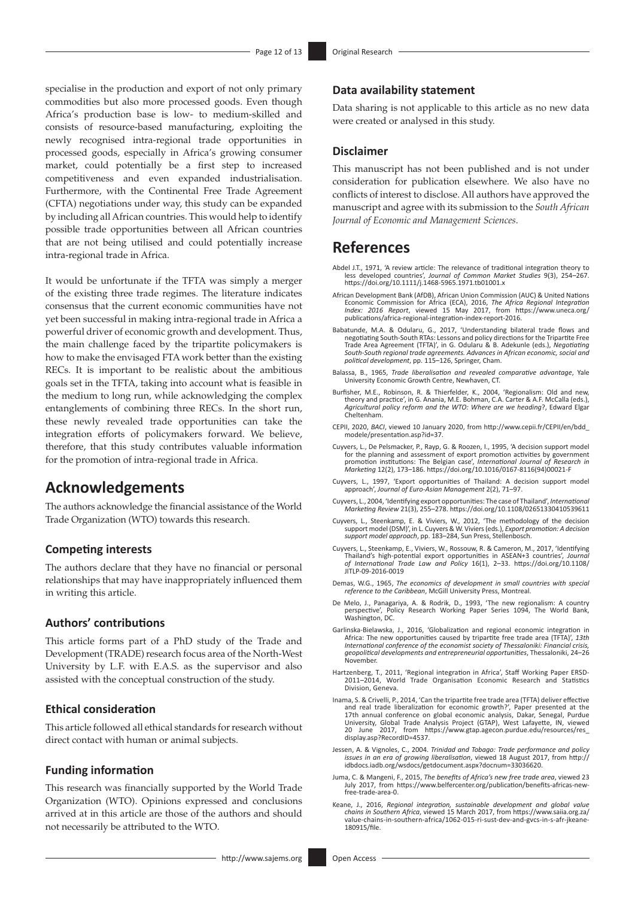specialise in the production and export of not only primary commodities but also more processed goods. Even though Africa's production base is low- to medium-skilled and consists of resource-based manufacturing, exploiting the newly recognised intra-regional trade opportunities in processed goods, especially in Africa's growing consumer market, could potentially be a first step to increased competitiveness and even expanded industrialisation. Furthermore, with the Continental Free Trade Agreement (CFTA) negotiations under way, this study can be expanded by including all African countries. This would help to identify possible trade opportunities between all African countries that are not being utilised and could potentially increase intra-regional trade in Africa.

It would be unfortunate if the TFTA was simply a merger of the existing three trade regimes. The literature indicates consensus that the current economic communities have not yet been successful in making intra-regional trade in Africa a powerful driver of economic growth and development. Thus, the main challenge faced by the tripartite policymakers is how to make the envisaged FTA work better than the existing RECs. It is important to be realistic about the ambitious goals set in the TFTA, taking into account what is feasible in the medium to long run, while acknowledging the complex entanglements of combining three RECs. In the short run, these newly revealed trade opportunities can take the integration efforts of policymakers forward. We believe, therefore, that this study contributes valuable information for the promotion of intra-regional trade in Africa.

# Acknowledgements

The authors acknowledge the financial assistance of the World Trade Organization (WTO) towards this research.

## Competing interests

The authors declare that they have no financial or personal relationships that may have inappropriately influenced them in writing this article.

## Authors' contributions

This article forms part of a PhD study of the Trade and Development (TRADE) research focus area of the North-West University by L.F. with E.A.S. as the supervisor and also assisted with the conceptual construction of the study.

## Ethical consideration

This article followed all ethical standards for research without direct contact with human or animal subjects.

## Funding information

This research was financially supported by the World Trade Organization (WTO). Opinions expressed and conclusions arrived at in this article are those of the authors and should not necessarily be attributed to the WTO.

## Data availability statement

Data sharing is not applicable to this article as no new data were created or analysed in this study.

## Disclaimer

This manuscript has not been published and is not under consideration for publication elsewhere. We also have no conflicts of interest to disclose. All authors have approved the manuscript and agree with its submission to the *South African Journal of Economic and Management Sciences*.

# References

Abdel J.T., 1971, 'A review article: The relevance of traditional integration theory to less developed countries', *Journal of Common Market Studies* 9(3), 254–267. https://doi.org/10.1111/j.1468-5965.1971.tb01001.x

African Development Bank (AfDB), African Union Commission (AUC) & United Nations Economic Commission for Africa (ECA), 2016, *The Africa Regional Integration Index: 2016 Report*, viewed 15 May 2017, from https://www.uneca.org/publications/africa-regional-integration-index-report-2016.

Babatunde, M.A. & Odularu, G., 2017, 'Understanding bilateral trade flows and negotiating South-South RTAs: Lessons and policy directions for the Tripartite Free Trade Area Agreement (TFTA)', in G. Odularu & B. Adekunle (eds.), *Negotiating South-South regional trade agreements. Advances in African economic, social and political development*, pp. 115–126, Springer, Cham.

Balassa, B., 1965, *Trade liberalisation and revealed comparative advantage*, Yale University Economic Growth Centre, Newhaven, CT.

Burfisher, M.E., Robinson, R. & Thierfelder, K., 2004, 'Regionalism: Old and new, theory and practice', in G. Anania, M.E. Bohman, C.A. Carter & A.F. McCalla (eds.), *Agricultural policy reform and the WTO: Where are we heading*?, Edward Elgar Cheltenham.

CEPII, 2020, *BACI*, viewed 10 January 2020, from http://www.cepii.fr/CEPII/en/bdd_modele/presentation.asp?id=37.

Cuyvers, L., De Pelsmacker, P., Rayp, G. & Roozen, I., 1995, 'A decision support model for the planning and assessment of export promotion activities by government promotion institutions: The Belgian case', *International Journal of Research in Marketing* 12(2), 173–186. https://doi.org/10.1016/0167-8116(94)00021-F

Cuyvers, L., 1997, 'Export opportunities of Thailand: A decision support model approach', *Journal of Euro-Asian Management* 2(2), 71–97.

Cuyvers, L., 2004, 'Identifying export opportunities: The case of Thailand', *International Marketing Review* 21(3), 255–278. https://doi.org/10.1108/02651330410539611

Cuyvers, L., Steenkamp, E. & Viviers, W., 2012, 'The methodology of the decision support model (DSM)', in L. Cuyvers & W. Viviers (eds.), *Export promotion: A decision support model approach*, pp. 183–284, Sun Press, Stellenbosch.

Cuyvers, L., Steenkamp, E., Viviers, W., Rossouw, R. & Cameron, M., 2017, 'Identifying Thailand's high-potential export opportunities in ASEAN+3 countries', *Journal of International Trade Law and Policy* 16(1), 2–33. https://doi.org/10.1108/JITLP-09-2016-0019

Demas, W.G., 1965, *The economics of development in small countries with special reference to the Caribbean*, McGill University Press, Montreal.

De Melo, J., Panagariya, A. & Rodrik, D., 1993, 'The new regionalism: A country perspective', Policy Research Working Paper Series 1094, The World Bank, Washington, DC.

Garlinska-Bielawska, J., 2016, 'Globalization and regional economic integration in Africa: The new opportunities caused by tripartite free trade area (TFTA)', *13th International conference of the economist society of Thessaloniki: Financial crisis, geopolitical developments and entrepreneurial opportunities*, Thessaloniki, 24–26 November.

Hartzenberg, T., 2011, 'Regional integration in Africa', Staff Working Paper ERSD-2011–2014, World Trade Organisation Economic Research and Statistics Division, Geneva.

Inama, S. & Crivelli, P., 2014, 'Can the tripartite free trade area (TFTA) deliver effective and real trade liberalization for economic growth?', Paper presented at the 17th annual conference on global economic analysis, Dakar, Senegal, Purdue University, Global Trade Analysis Project (GTAP), West Lafayette, IN, viewed 20 June 2017, from https://www.gtap.agecon.purdue.edu/resources/res_display.asp?RecordID=4537.

Jessen, A. & Vignoles, C., 2004. *Trinidad and Tobago: Trade performance and policy issues in an era of growing liberalisation*, viewed 18 August 2017, from http://idbdocs.iadb.org/wsdocs/getdocument.aspx?docnum=33036620.

Juma, C. & Mangeni, F., 2015, *The benefits of Africa's new free trade area*, viewed 23 July 2017, from https://www.belfercenter.org/publication/benefits-africas-new-free-trade-area-0.

Keane, J., 2016, *Regional integration, sustainable development and global value chains in Southern Africa*, viewed 15 March 2017, from https://www.saiia.org.za/value-chains-in-southern-africa/1062-015-ri-sust-dev-and-gvcs-in-s-afr-jkeane-180915/file.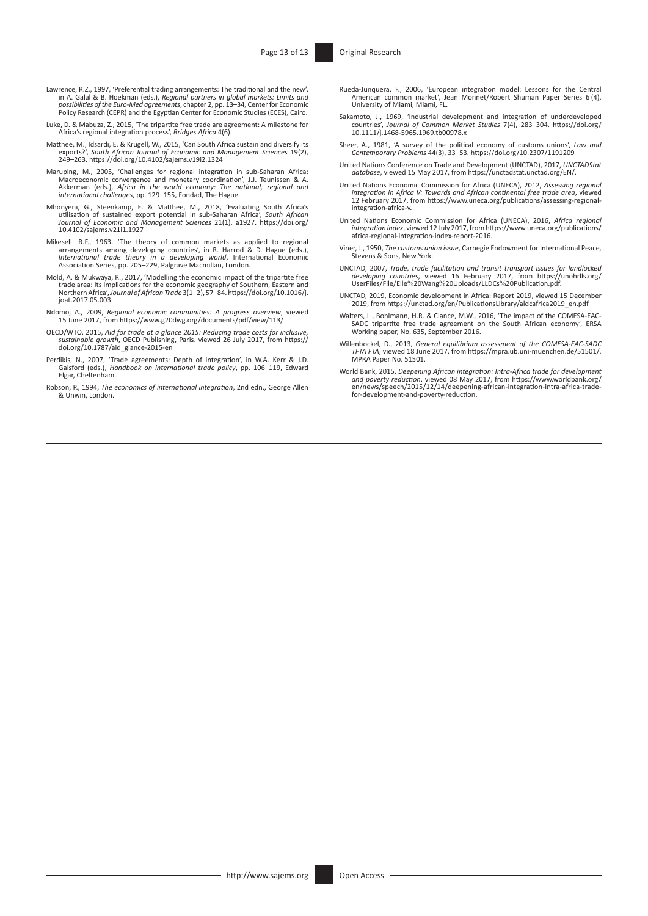Lawrence, R.Z., 1997, 'Preferential trading arrangements: The traditional and the new', in A. Galal & B. Hoekman (eds.), *Regional partners in global markets: Limits and possibilities of the Euro-Med agreements*, chapter 2, pp. 13–34, Center for Economic Policy Research (CEPR) and the Egyptian Center for Economic Studies (ECES), Cairo.

Luke, D. & Mabuza, Z., 2015, 'The tripartite free trade are agreement: A milestone for Africa's regional integration process', *Bridges Africa* 4(6).

Matthee, M., Idsardi, E. & Krugell, W., 2015, 'Can South Africa sustain and diversify its exports?', *South African Journal of Economic and Management Sciences* 19(2), 249–263. https://doi.org/10.4102/sajems.v19i2.1324

Maruping, M., 2005, 'Challenges for regional integration in sub-Saharan Africa: Macroeconomic convergence and monetary coordination', J.J. Teunissen & A. Akkerman (eds.), *Africa in the world economy: The national, regional and international challenges*, pp. 129–155, Fondad, The Hague.

Mhonyera, G., Steenkamp, E. & Matthee, M., 2018, 'Evaluating South Africa's utilisation of sustained export potential in sub-Saharan Africa', *South African Journal of Economic and Management Sciences* 21(1), a1927. https://doi.org/10.4102/sajems.v21i1.1927

Mikesell. R.F., 1963. 'The theory of common markets as applied to regional arrangements among developing countries', in R. Harrod & D. Hague (eds.), *International trade theory in a developing world*, International Economic Association Series, pp. 205–229, Palgrave Macmillan, London.

Mold, A. & Mukwaya, R., 2017, 'Modelling the economic impact of the tripartite free trade area: Its implications for the economic geography of Southern, Eastern and Northern Africa', *Journal of African Trade* 3(1–2), 57–84. https://doi.org/10.1016/j.joat.2017.05.003

Ndomo, A., 2009, *Regional economic communities: A progress overview*, viewed 15 June 2017, from https://www.g20dwg.org/documents/pdf/view/113/

OECD/WTO, 2015, *Aid for trade at a glance 2015: Reducing trade costs for inclusive, sustainable growth*, OECD Publishing, Paris. viewed 26 July 2017, from https://doi.org/10.1787/aid_glance-2015-en

Perdikis, N., 2007, 'Trade agreements: Depth of integration', in W.A. Kerr & J.D. Gaisford (eds.), *Handbook on international trade policy*, pp. 106–119, Edward Elgar, Cheltenham.

Robson, P., 1994, *The economics of international integration*, 2nd edn., George Allen & Unwin, London.

Rueda-Junquera, F., 2006, 'European integration model: Lessons for the Central American common market', Jean Monnet/Robert Shuman Paper Series 6 (4), University of Miami, Miami, FL.

Sakamoto, J., 1969, 'Industrial development and integration of underdeveloped countries', *Journal of Common Market Studies* 7(4), 283–304. https://doi.org/10.1111/j.1468-5965.1969.tb00978.x

Sheer, A., 1981, 'A survey of the political economy of customs unions', *Law and Contemporary Problems* 44(3), 33–53. https://doi.org/10.2307/1191209

United Nations Conference on Trade and Development (UNCTAD), 2017, *UNCTADStat database*, viewed 15 May 2017, from https://unctadstat.unctad.org/EN/.

United Nations Economic Commission for Africa (UNECA), 2012, *Assessing regional integration in Africa V: Towards and African continental free trade area*, viewed 12 February 2017, from https://www.uneca.org/publications/assessing-regional-integration-africa-v.

United Nations Economic Commission for Africa (UNECA), 2016, *Africa regional integration index*, viewed 12 July 2017, from https://www.uneca.org/publications/africa-regional-integration-index-report-2016.

Viner, J., 1950, *The customs union issue*, Carnegie Endowment for International Peace, Stevens & Sons, New York.

UNCTAD, 2007, *Trade, trade facilitation and transit transport issues for landlocked developing countries*, viewed 16 February 2017, from https://unohrlls.org/UserFiles/File/Elle%20Wang%20Uploads/LLDCs%20Publication.pdf.

UNCTAD, 2019, Economic development in Africa: Report 2019, viewed 15 December 2019, from https://unctad.org/en/PublicationsLibrary/aldcafrica2019_en.pdf

Walters, L., Bohlmann, H.R. & Clance, M.W., 2016, 'The impact of the COMESA-EAC-SADC tripartite free trade agreement on the South African economy', ERSA Working paper, No. 635, September 2016.

Willenbockel, D., 2013, *General equilibrium assessment of the COMESA-EAC-SADC TFTA FTA*, viewed 18 June 2017, from https://mpra.ub.uni-muenchen.de/51501/. MPRA Paper No. 51501.

World Bank, 2015, *Deepening African integration: Intra-Africa trade for development and poverty reduction*, viewed 08 May 2017, from https://www.worldbank.org/en/news/speech/2015/12/14/deepening-african-integration-intra-africa-trade-for-development-and-poverty-reduction.